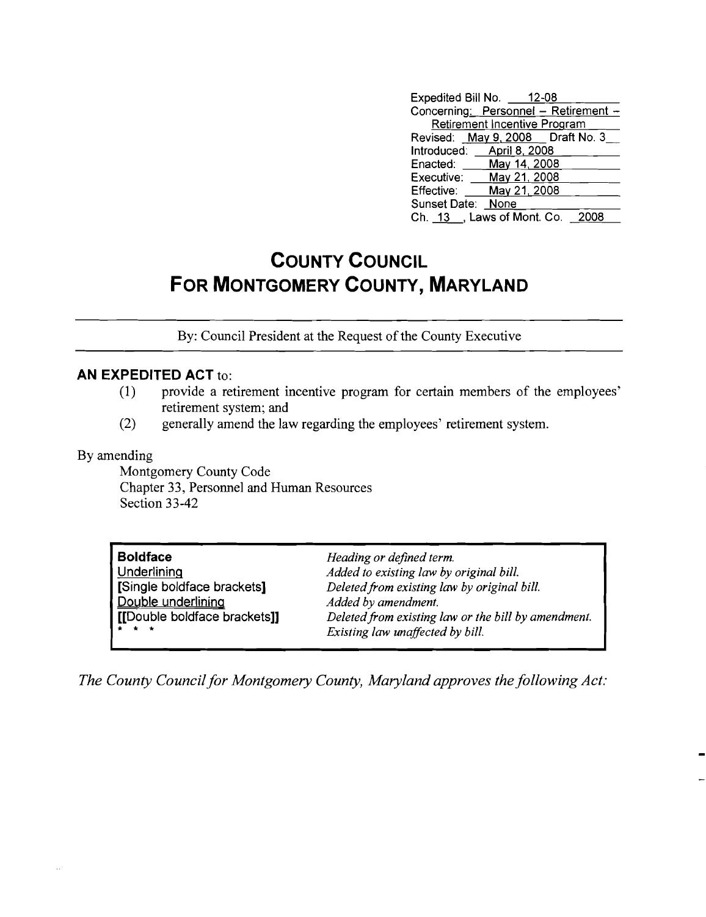Expedited Bill No. 12-08
Concerning: Personnel – Retirement – Retirement Incentive Program
Revised: May 9, 2008 Draft No. 3
Introduced: April 8, 2008
Enacted: May 14, 2008
Executive: May 21, 2008
Effective: May 21, 2008
Sunset Date: None
Ch. 13, Laws of Mont. Co. 2008

# COUNTY COUNCIL FOR MONTGOMERY COUNTY, MARYLAND

By: Council President at the Request of the County Executive

**AN EXPEDITED ACT** to:

(1) provide a retirement incentive program for certain members of the employees' retirement system; and

(2) generally amend the law regarding the employees' retirement system.

By amending

Montgomery County Code
Chapter 33, Personnel and Human Resources
Section 33-42

| | |
|---|---|
| **Boldface** | *Heading or defined term.* |
| Underlining | *Added to existing law by original bill.* |
| **[Single boldface brackets]** | *Deleted from existing law by original bill.* |
| Double underlining | *Added by amendment.* |
| **[[Double boldface brackets]]** | *Deleted from existing law or the bill by amendment.* |
| * * * | *Existing law unaffected by bill.* |

*The County Council for Montgomery County, Maryland approves the following Act:*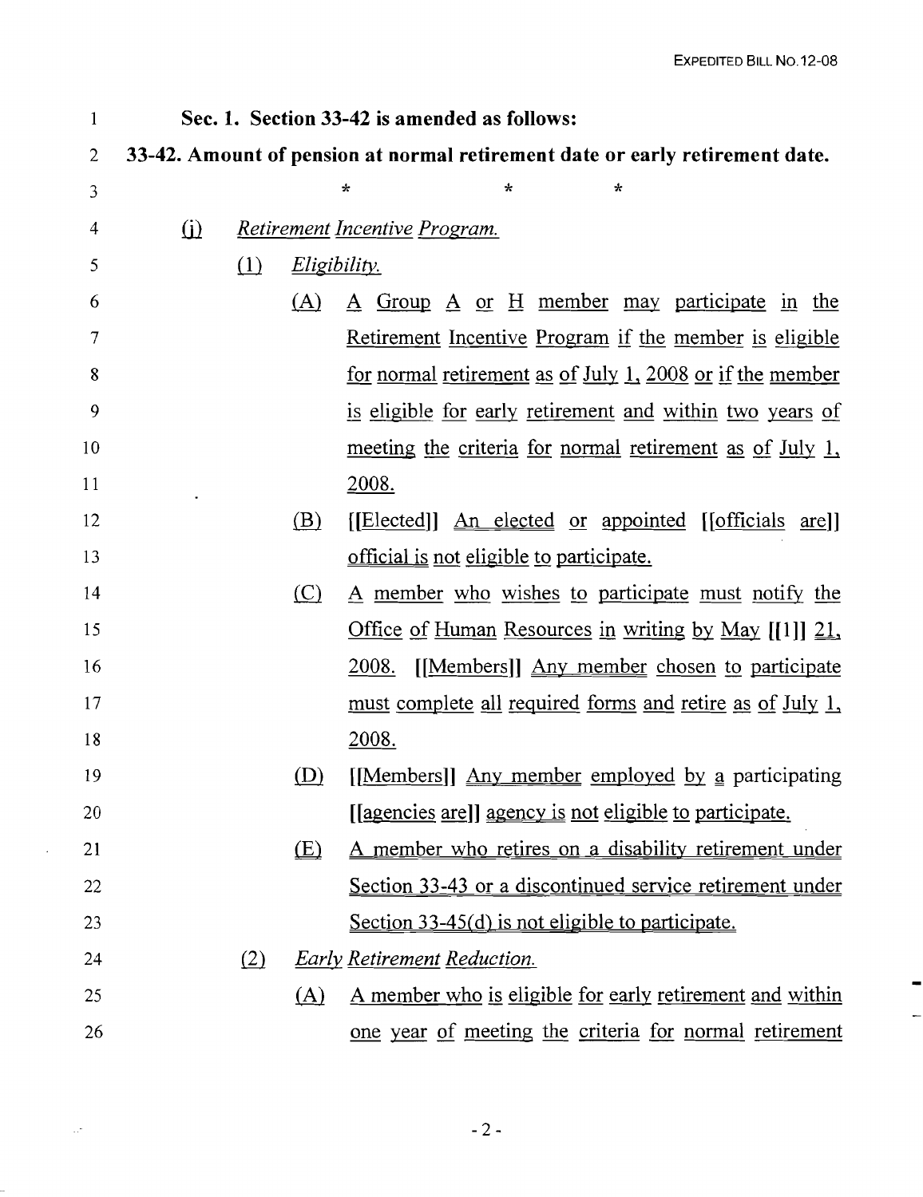**Sec. 1. Section 33-42 is amended as follows:**

**33-42. Amount of pension at normal retirement date or early retirement date.**

\* \* \*

(j) *Retirement Incentive Program.*

(1) *Eligibility.*

(A) A Group A or H member may participate in the Retirement Incentive Program if the member is eligible for normal retirement as of July 1, 2008 or if the member is eligible for early retirement and within two years of meeting the criteria for normal retirement as of July 1, 2008.

(B) [[Elected]] An elected or appointed [[officials are]] official is not eligible to participate.

(C) A member who wishes to participate must notify the Office of Human Resources in writing by May [[1]] 21, 2008. [[Members]] Any member chosen to participate must complete all required forms and retire as of July 1, 2008.

(D) [[Members]] Any member employed by a participating [[agencies are]] agency is not eligible to participate.

(E) A member who retires on a disability retirement under Section 33-43 or a discontinued service retirement under Section 33-45(d) is not eligible to participate.

(2) *Early Retirement Reduction.*

(A) A member who is eligible for early retirement and within one year of meeting the criteria for normal retirement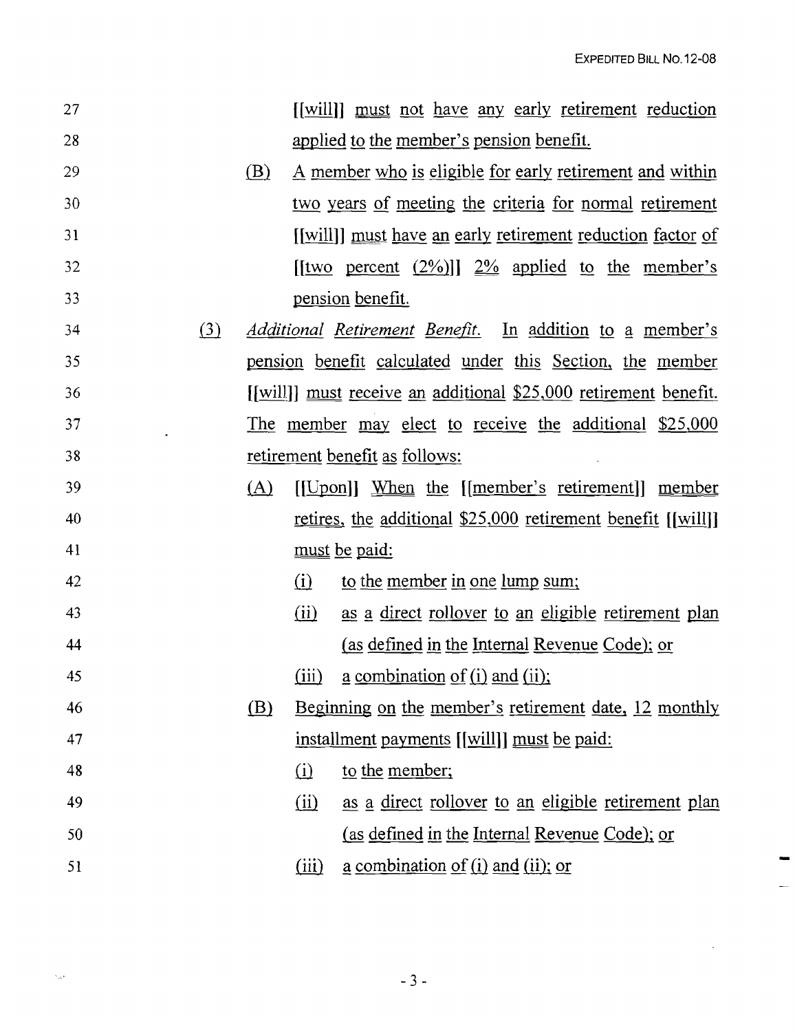27 [[will]] must not have any early retirement reduction
28 applied to the member's pension benefit.

29 (B) A member who is eligible for early retirement and within
30 two years of meeting the criteria for normal retirement
31 [[will]] must have an early retirement reduction factor of
32 [[two percent (2%)]] 2% applied to the member's
33 pension benefit.

34 (3) *Additional Retirement Benefit.* In addition to a member's
35 pension benefit calculated under this Section, the member
36 [[will]] must receive an additional $25,000 retirement benefit.
37 The member may elect to receive the additional $25,000
38 retirement benefit as follows:

39 (A) [[Upon]] When the [[member's retirement]] member
40 retires, the additional $25,000 retirement benefit [[will]]
41 must be paid:

42 (i) to the member in one lump sum;
43 (ii) as a direct rollover to an eligible retirement plan
44 (as defined in the Internal Revenue Code); or
45 (iii) a combination of (i) and (ii);

46 (B) Beginning on the member's retirement date, 12 monthly
47 installment payments [[will]] must be paid:

48 (i) to the member;
49 (ii) as a direct rollover to an eligible retirement plan
50 (as defined in the Internal Revenue Code); or
51 (iii) a combination of (i) and (ii); or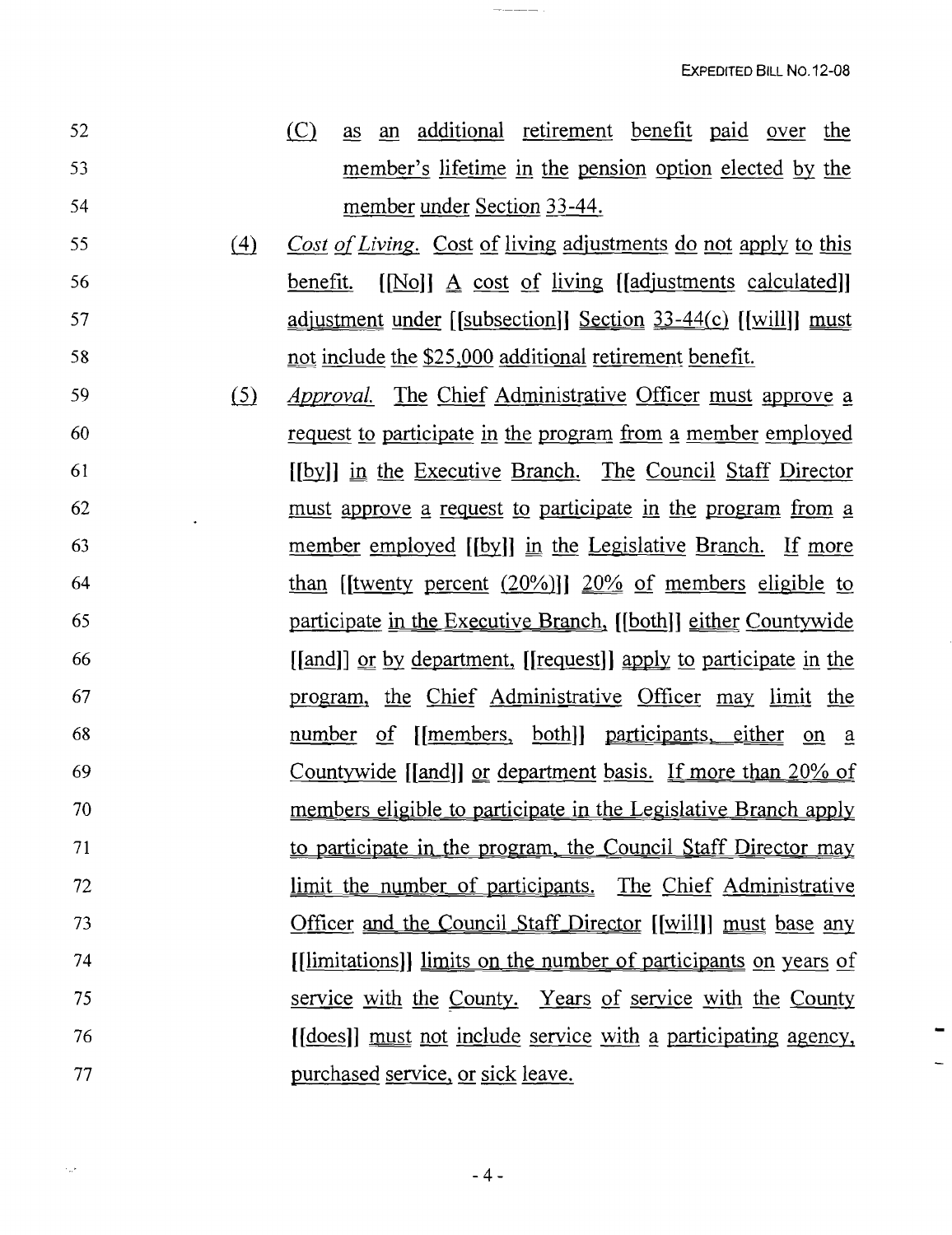(C) as an additional retirement benefit paid over the member's lifetime in the pension option elected by the member under Section 33-44.

(4) *Cost of Living.* Cost of living adjustments do not apply to this benefit. [[No]] A cost of living [[adjustments calculated]] adjustment under [[subsection]] Section 33-44(c) [[will]] must not include the $25,000 additional retirement benefit.

(5) *Approval.* The Chief Administrative Officer must approve a request to participate in the program from a member employed [[by]] in the Executive Branch. The Council Staff Director must approve a request to participate in the program from a member employed [[by]] in the Legislative Branch. If more than [[twenty percent (20%)]] 20% of members eligible to participate in the Executive Branch, [[both]] either Countywide [[and]] or by department, [[request]] apply to participate in the program, the Chief Administrative Officer may limit the number of [[members, both]] participants, either on a Countywide [[and]] or department basis. If more than 20% of members eligible to participate in the Legislative Branch apply to participate in the program, the Council Staff Director may limit the number of participants. The Chief Administrative Officer and the Council Staff Director [[will]] must base any [[limitations]] limits on the number of participants on years of service with the County. Years of service with the County [[does]] must not include service with a participating agency, purchased service, or sick leave.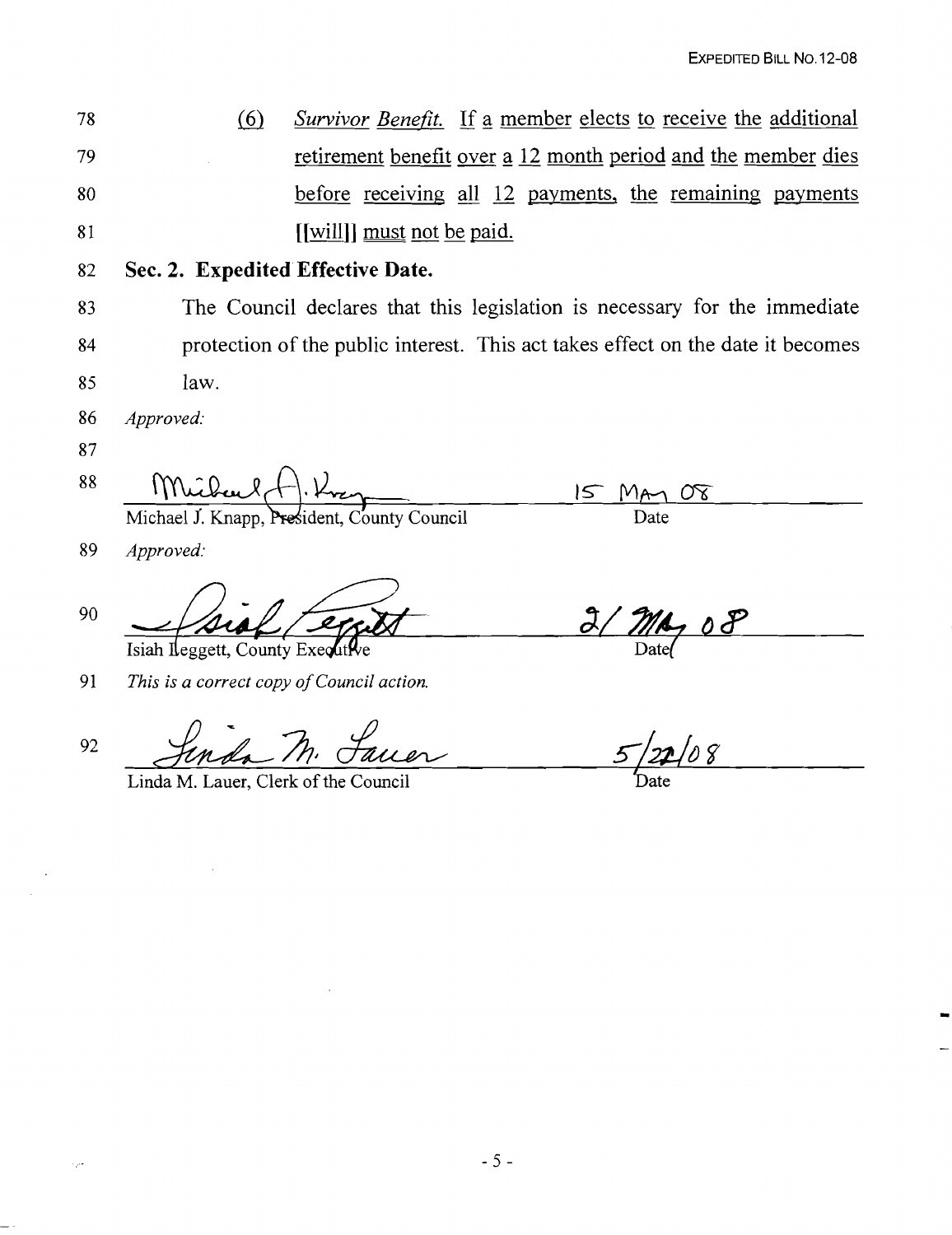78 (6) _Survivor Benefit._ _If a member elects to receive the additional_
79 _retirement benefit over a 12 month period and the member dies_
80 _before receiving all 12 payments, the remaining payments_
81 [[will]] _must not be paid._

82 **Sec. 2. Expedited Effective Date.**

83 The Council declares that this legislation is necessary for the immediate
84 protection of the public interest. This act takes effect on the date it becomes
85 law.

86 *Approved:*

87

88 Michael J. Knapp, President, County Council — 15 May 08 — Date

89 *Approved:*

90 Isiah Leggett, County Executive — 21 May 08 — Date

91 *This is a correct copy of Council action.*

92 Linda M. Lauer, Clerk of the Council — 5/22/08 — Date